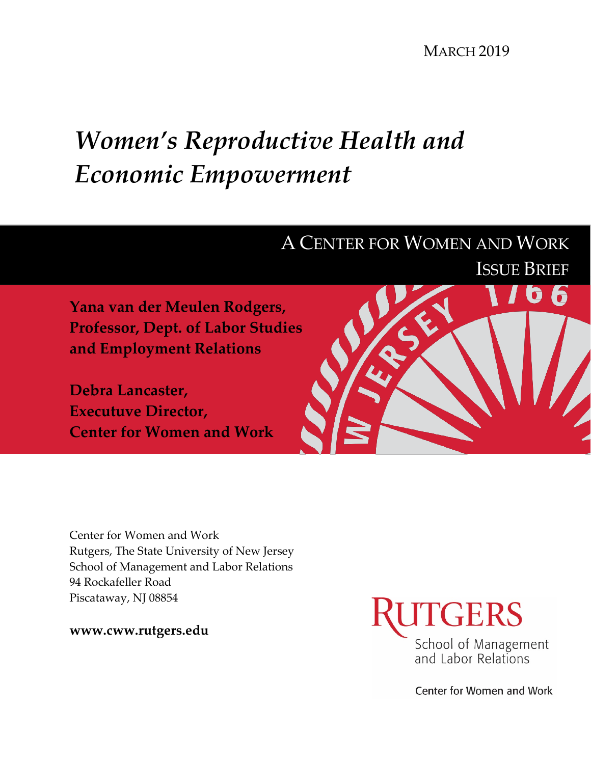MARCH 2019

# *Women's Reproductive Health and Economic Empowerment*

## A CENTER FOR WOMEN AND WORK ISSUE BRIEF

**Yana van der Meulen Rodgers, Professor, Dept. of Labor Studies and Employment Relations**

**Debra Lancaster, Executuve Director, Center for Women and Work**

Center for Women and Work
Rutgers, The State University of New Jersey
School of Management and Labor Relations
94 Rockafeller Road
Piscataway, NJ 08854

**www.cww.rutgers.edu**

RUTGERS
School of Management and Labor Relations

Center for Women and Work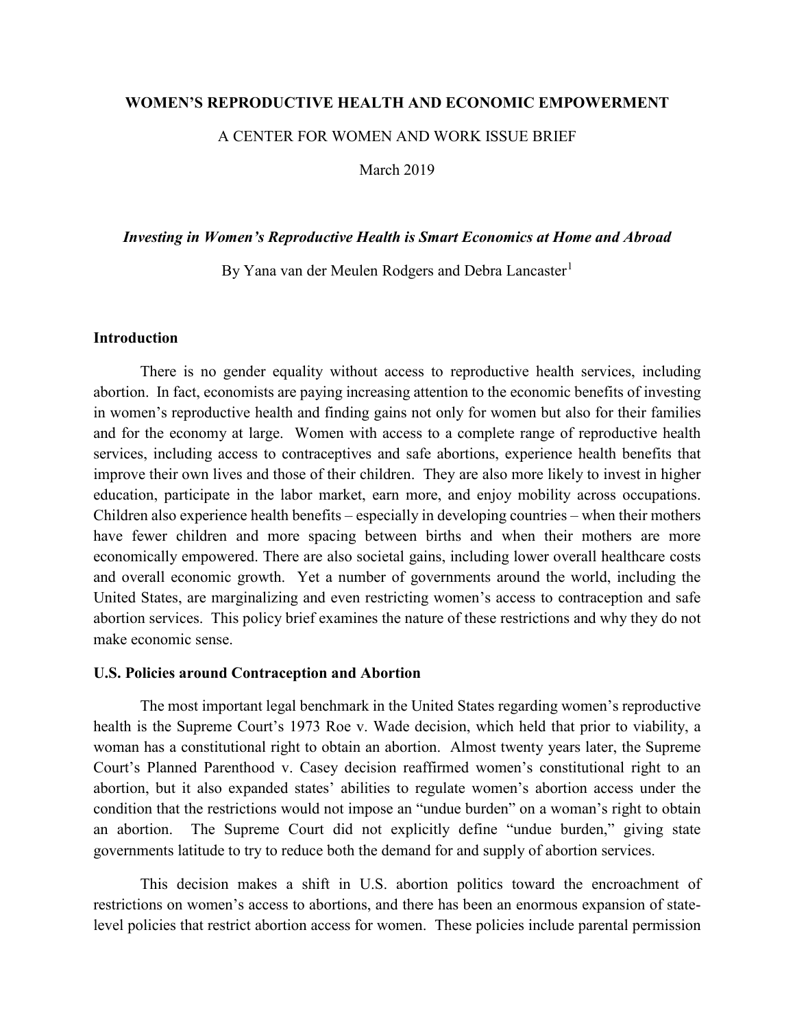**WOMEN'S REPRODUCTIVE HEALTH AND ECONOMIC EMPOWERMENT**

A CENTER FOR WOMEN AND WORK ISSUE BRIEF

March 2019

***Investing in Women's Reproductive Health is Smart Economics at Home and Abroad***

By Yana van der Meulen Rodgers and Debra Lancaster[1]

## Introduction

There is no gender equality without access to reproductive health services, including abortion. In fact, economists are paying increasing attention to the economic benefits of investing in women's reproductive health and finding gains not only for women but also for their families and for the economy at large. Women with access to a complete range of reproductive health services, including access to contraceptives and safe abortions, experience health benefits that improve their own lives and those of their children. They are also more likely to invest in higher education, participate in the labor market, earn more, and enjoy mobility across occupations. Children also experience health benefits – especially in developing countries – when their mothers have fewer children and more spacing between births and when their mothers are more economically empowered. There are also societal gains, including lower overall healthcare costs and overall economic growth. Yet a number of governments around the world, including the United States, are marginalizing and even restricting women's access to contraception and safe abortion services. This policy brief examines the nature of these restrictions and why they do not make economic sense.

## U.S. Policies around Contraception and Abortion

The most important legal benchmark in the United States regarding women's reproductive health is the Supreme Court's 1973 Roe v. Wade decision, which held that prior to viability, a woman has a constitutional right to obtain an abortion. Almost twenty years later, the Supreme Court's Planned Parenthood v. Casey decision reaffirmed women's constitutional right to an abortion, but it also expanded states' abilities to regulate women's abortion access under the condition that the restrictions would not impose an "undue burden" on a woman's right to obtain an abortion. The Supreme Court did not explicitly define "undue burden," giving state governments latitude to try to reduce both the demand for and supply of abortion services.

This decision makes a shift in U.S. abortion politics toward the encroachment of restrictions on women's access to abortions, and there has been an enormous expansion of state-level policies that restrict abortion access for women. These policies include parental permission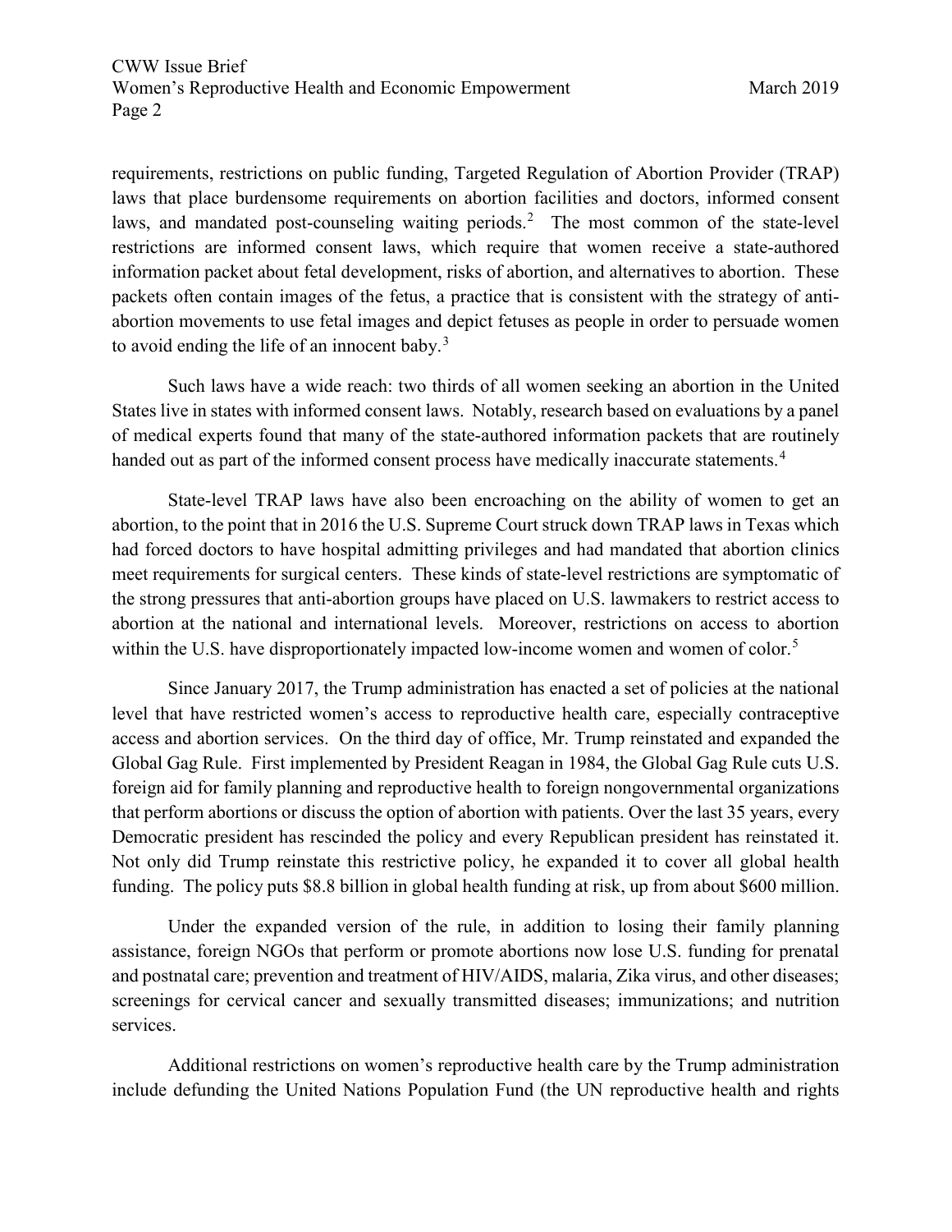requirements, restrictions on public funding, Targeted Regulation of Abortion Provider (TRAP) laws that place burdensome requirements on abortion facilities and doctors, informed consent laws, and mandated post-counseling waiting periods.[2] The most common of the state-level restrictions are informed consent laws, which require that women receive a state-authored information packet about fetal development, risks of abortion, and alternatives to abortion. These packets often contain images of the fetus, a practice that is consistent with the strategy of anti-abortion movements to use fetal images and depict fetuses as people in order to persuade women to avoid ending the life of an innocent baby.[3]

Such laws have a wide reach: two thirds of all women seeking an abortion in the United States live in states with informed consent laws. Notably, research based on evaluations by a panel of medical experts found that many of the state-authored information packets that are routinely handed out as part of the informed consent process have medically inaccurate statements.[4]

State-level TRAP laws have also been encroaching on the ability of women to get an abortion, to the point that in 2016 the U.S. Supreme Court struck down TRAP laws in Texas which had forced doctors to have hospital admitting privileges and had mandated that abortion clinics meet requirements for surgical centers. These kinds of state-level restrictions are symptomatic of the strong pressures that anti-abortion groups have placed on U.S. lawmakers to restrict access to abortion at the national and international levels. Moreover, restrictions on access to abortion within the U.S. have disproportionately impacted low-income women and women of color.[5]

Since January 2017, the Trump administration has enacted a set of policies at the national level that have restricted women's access to reproductive health care, especially contraceptive access and abortion services. On the third day of office, Mr. Trump reinstated and expanded the Global Gag Rule. First implemented by President Reagan in 1984, the Global Gag Rule cuts U.S. foreign aid for family planning and reproductive health to foreign nongovernmental organizations that perform abortions or discuss the option of abortion with patients. Over the last 35 years, every Democratic president has rescinded the policy and every Republican president has reinstated it. Not only did Trump reinstate this restrictive policy, he expanded it to cover all global health funding. The policy puts $8.8 billion in global health funding at risk, up from about $600 million.

Under the expanded version of the rule, in addition to losing their family planning assistance, foreign NGOs that perform or promote abortions now lose U.S. funding for prenatal and postnatal care; prevention and treatment of HIV/AIDS, malaria, Zika virus, and other diseases; screenings for cervical cancer and sexually transmitted diseases; immunizations; and nutrition services.

Additional restrictions on women's reproductive health care by the Trump administration include defunding the United Nations Population Fund (the UN reproductive health and rights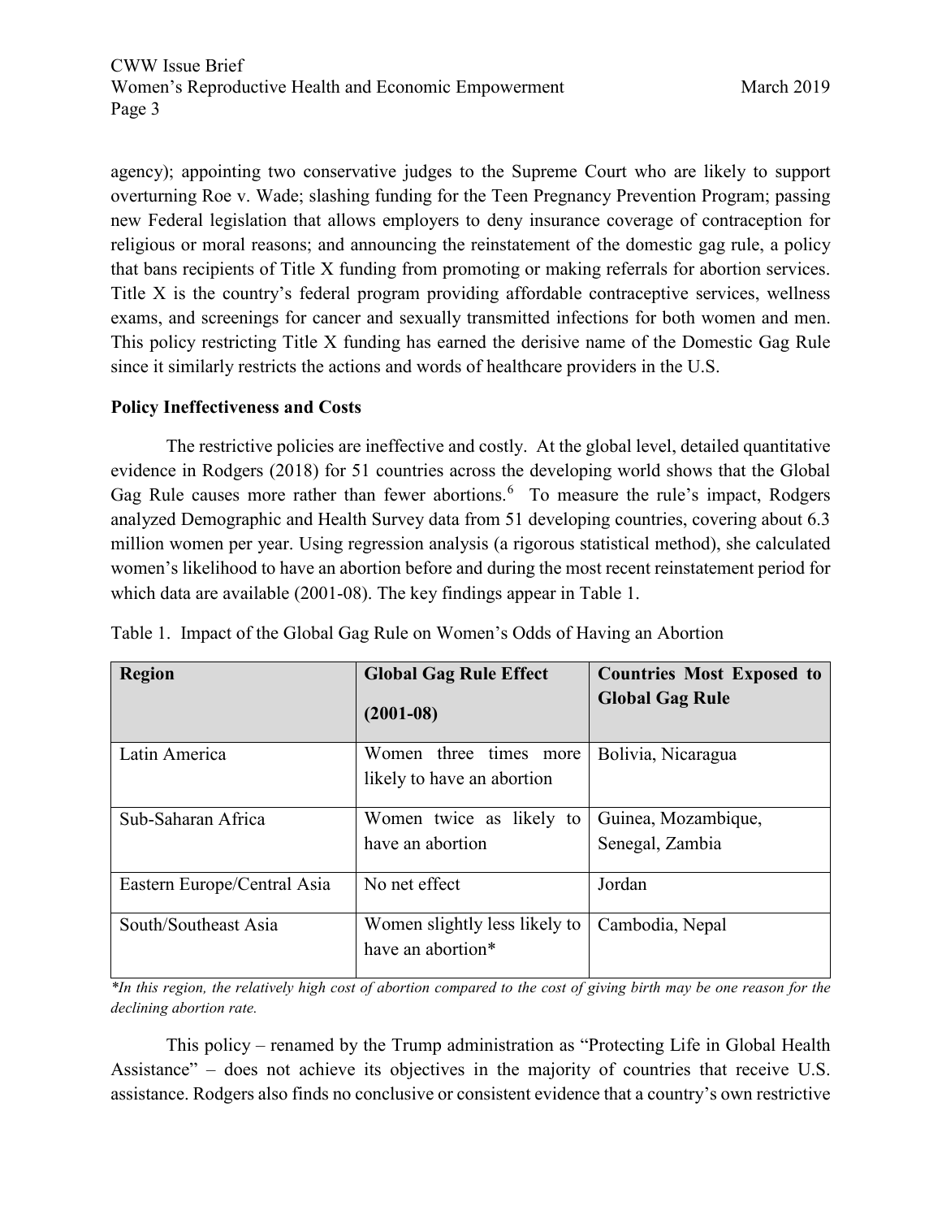agency); appointing two conservative judges to the Supreme Court who are likely to support overturning Roe v. Wade; slashing funding for the Teen Pregnancy Prevention Program; passing new Federal legislation that allows employers to deny insurance coverage of contraception for religious or moral reasons; and announcing the reinstatement of the domestic gag rule, a policy that bans recipients of Title X funding from promoting or making referrals for abortion services. Title X is the country's federal program providing affordable contraceptive services, wellness exams, and screenings for cancer and sexually transmitted infections for both women and men. This policy restricting Title X funding has earned the derisive name of the Domestic Gag Rule since it similarly restricts the actions and words of healthcare providers in the U.S.

**Policy Ineffectiveness and Costs**

The restrictive policies are ineffective and costly. At the global level, detailed quantitative evidence in Rodgers (2018) for 51 countries across the developing world shows that the Global Gag Rule causes more rather than fewer abortions.[6] To measure the rule's impact, Rodgers analyzed Demographic and Health Survey data from 51 developing countries, covering about 6.3 million women per year. Using regression analysis (a rigorous statistical method), she calculated women's likelihood to have an abortion before and during the most recent reinstatement period for which data are available (2001-08). The key findings appear in Table 1.

Table 1. Impact of the Global Gag Rule on Women's Odds of Having an Abortion

| Region | Global Gag Rule Effect (2001-08) | Countries Most Exposed to Global Gag Rule |
|---|---|---|
| Latin America | Women three times more likely to have an abortion | Bolivia, Nicaragua |
| Sub-Saharan Africa | Women twice as likely to have an abortion | Guinea, Mozambique, Senegal, Zambia |
| Eastern Europe/Central Asia | No net effect | Jordan |
| South/Southeast Asia | Women slightly less likely to have an abortion* | Cambodia, Nepal |

*\*In this region, the relatively high cost of abortion compared to the cost of giving birth may be one reason for the declining abortion rate.*

This policy – renamed by the Trump administration as "Protecting Life in Global Health Assistance" – does not achieve its objectives in the majority of countries that receive U.S. assistance. Rodgers also finds no conclusive or consistent evidence that a country's own restrictive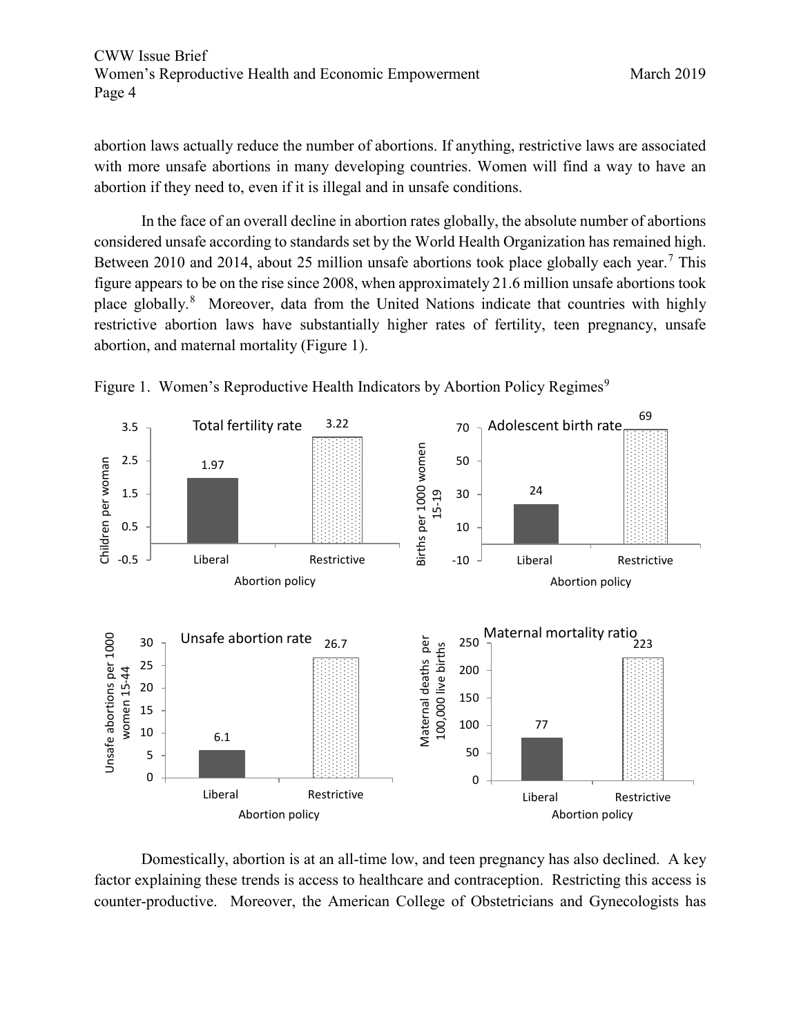abortion laws actually reduce the number of abortions. If anything, restrictive laws are associated with more unsafe abortions in many developing countries. Women will find a way to have an abortion if they need to, even if it is illegal and in unsafe conditions.

In the face of an overall decline in abortion rates globally, the absolute number of abortions considered unsafe according to standards set by the World Health Organization has remained high. Between 2010 and 2014, about 25 million unsafe abortions took place globally each year.[7] This figure appears to be on the rise since 2008, when approximately 21.6 million unsafe abortions took place globally.[8] Moreover, data from the United Nations indicate that countries with highly restrictive abortion laws have substantially higher rates of fertility, teen pregnancy, unsafe abortion, and maternal mortality (Figure 1).

Figure 1. Women's Reproductive Health Indicators by Abortion Policy Regimes[9]

| Abortion policy | Total fertility rate (Children per woman) | Adolescent birth rate (Births per 1000 women 15-19) | Unsafe abortion rate (Unsafe abortions per 1000 women 15-44) | Maternal mortality ratio (Maternal deaths per 100,000 live births) |
|---|---|---|---|---|
| Liberal | 1.97 | 24 | 6.1 | 77 |
| Restrictive | 3.22 | 69 | 26.7 | 223 |

Domestically, abortion is at an all-time low, and teen pregnancy has also declined. A key factor explaining these trends is access to healthcare and contraception. Restricting this access is counter-productive. Moreover, the American College of Obstetricians and Gynecologists has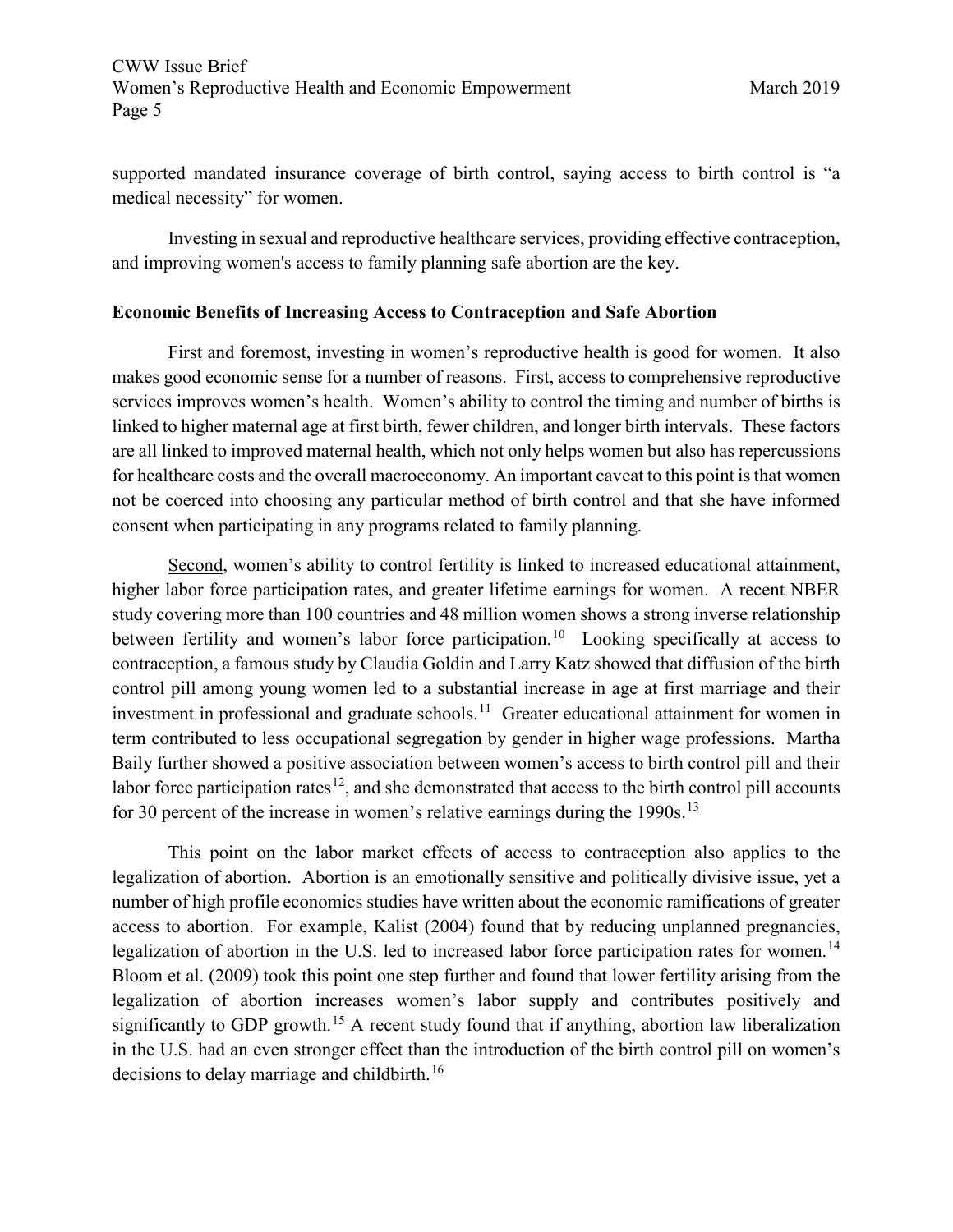supported mandated insurance coverage of birth control, saying access to birth control is "a medical necessity" for women.

Investing in sexual and reproductive healthcare services, providing effective contraception, and improving women's access to family planning safe abortion are the key.

## Economic Benefits of Increasing Access to Contraception and Safe Abortion

First and foremost, investing in women's reproductive health is good for women. It also makes good economic sense for a number of reasons. First, access to comprehensive reproductive services improves women's health. Women's ability to control the timing and number of births is linked to higher maternal age at first birth, fewer children, and longer birth intervals. These factors are all linked to improved maternal health, which not only helps women but also has repercussions for healthcare costs and the overall macroeconomy. An important caveat to this point is that women not be coerced into choosing any particular method of birth control and that she have informed consent when participating in any programs related to family planning.

Second, women's ability to control fertility is linked to increased educational attainment, higher labor force participation rates, and greater lifetime earnings for women. A recent NBER study covering more than 100 countries and 48 million women shows a strong inverse relationship between fertility and women's labor force participation.[10] Looking specifically at access to contraception, a famous study by Claudia Goldin and Larry Katz showed that diffusion of the birth control pill among young women led to a substantial increase in age at first marriage and their investment in professional and graduate schools.[11] Greater educational attainment for women in term contributed to less occupational segregation by gender in higher wage professions. Martha Baily further showed a positive association between women's access to birth control pill and their labor force participation rates[12], and she demonstrated that access to the birth control pill accounts for 30 percent of the increase in women's relative earnings during the 1990s.[13]

This point on the labor market effects of access to contraception also applies to the legalization of abortion. Abortion is an emotionally sensitive and politically divisive issue, yet a number of high profile economics studies have written about the economic ramifications of greater access to abortion. For example, Kalist (2004) found that by reducing unplanned pregnancies, legalization of abortion in the U.S. led to increased labor force participation rates for women.[14] Bloom et al. (2009) took this point one step further and found that lower fertility arising from the legalization of abortion increases women's labor supply and contributes positively and significantly to GDP growth.[15] A recent study found that if anything, abortion law liberalization in the U.S. had an even stronger effect than the introduction of the birth control pill on women's decisions to delay marriage and childbirth.[16]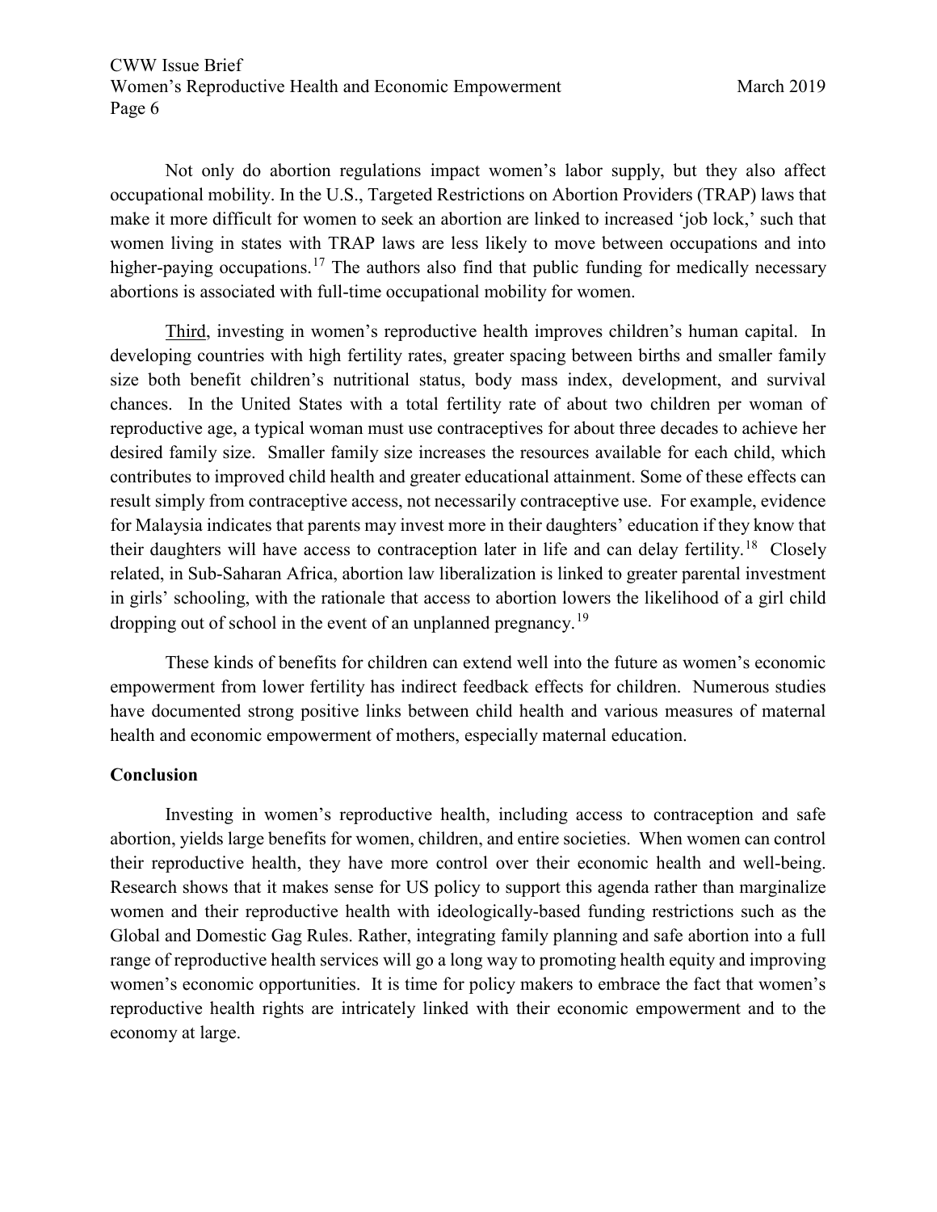Not only do abortion regulations impact women's labor supply, but they also affect occupational mobility. In the U.S., Targeted Restrictions on Abortion Providers (TRAP) laws that make it more difficult for women to seek an abortion are linked to increased 'job lock,' such that women living in states with TRAP laws are less likely to move between occupations and into higher-paying occupations.[17] The authors also find that public funding for medically necessary abortions is associated with full-time occupational mobility for women.

<u>Third</u>, investing in women's reproductive health improves children's human capital. In developing countries with high fertility rates, greater spacing between births and smaller family size both benefit children's nutritional status, body mass index, development, and survival chances. In the United States with a total fertility rate of about two children per woman of reproductive age, a typical woman must use contraceptives for about three decades to achieve her desired family size. Smaller family size increases the resources available for each child, which contributes to improved child health and greater educational attainment. Some of these effects can result simply from contraceptive access, not necessarily contraceptive use. For example, evidence for Malaysia indicates that parents may invest more in their daughters' education if they know that their daughters will have access to contraception later in life and can delay fertility.[18] Closely related, in Sub-Saharan Africa, abortion law liberalization is linked to greater parental investment in girls' schooling, with the rationale that access to abortion lowers the likelihood of a girl child dropping out of school in the event of an unplanned pregnancy.[19]

These kinds of benefits for children can extend well into the future as women's economic empowerment from lower fertility has indirect feedback effects for children. Numerous studies have documented strong positive links between child health and various measures of maternal health and economic empowerment of mothers, especially maternal education.

## Conclusion

Investing in women's reproductive health, including access to contraception and safe abortion, yields large benefits for women, children, and entire societies. When women can control their reproductive health, they have more control over their economic health and well-being. Research shows that it makes sense for US policy to support this agenda rather than marginalize women and their reproductive health with ideologically-based funding restrictions such as the Global and Domestic Gag Rules. Rather, integrating family planning and safe abortion into a full range of reproductive health services will go a long way to promoting health equity and improving women's economic opportunities. It is time for policy makers to embrace the fact that women's reproductive health rights are intricately linked with their economic empowerment and to the economy at large.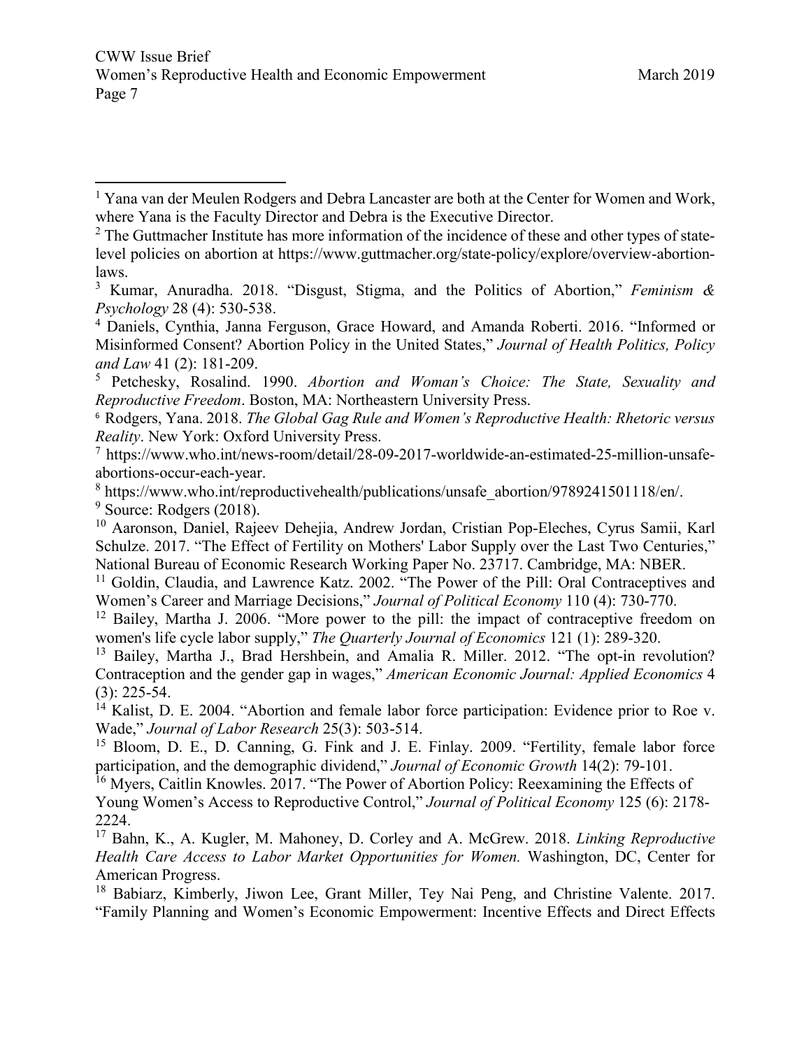[1] Yana van der Meulen Rodgers and Debra Lancaster are both at the Center for Women and Work, where Yana is the Faculty Director and Debra is the Executive Director.

[2] The Guttmacher Institute has more information of the incidence of these and other types of state-level policies on abortion at https://www.guttmacher.org/state-policy/explore/overview-abortion-laws.

[3] Kumar, Anuradha. 2018. "Disgust, Stigma, and the Politics of Abortion," *Feminism & Psychology* 28 (4): 530-538.

[4] Daniels, Cynthia, Janna Ferguson, Grace Howard, and Amanda Roberti. 2016. "Informed or Misinformed Consent? Abortion Policy in the United States," *Journal of Health Politics, Policy and Law* 41 (2): 181-209.

[5] Petchesky, Rosalind. 1990. *Abortion and Woman's Choice: The State, Sexuality and Reproductive Freedom*. Boston, MA: Northeastern University Press.

[6] Rodgers, Yana. 2018. *The Global Gag Rule and Women's Reproductive Health: Rhetoric versus Reality*. New York: Oxford University Press.

[7] https://www.who.int/news-room/detail/28-09-2017-worldwide-an-estimated-25-million-unsafe-abortions-occur-each-year.

[8] https://www.who.int/reproductivehealth/publications/unsafe_abortion/9789241501118/en/.

[9] Source: Rodgers (2018).

[10] Aaronson, Daniel, Rajeev Dehejia, Andrew Jordan, Cristian Pop-Eleches, Cyrus Samii, Karl Schulze. 2017. "The Effect of Fertility on Mothers' Labor Supply over the Last Two Centuries," National Bureau of Economic Research Working Paper No. 23717. Cambridge, MA: NBER.

[11] Goldin, Claudia, and Lawrence Katz. 2002. "The Power of the Pill: Oral Contraceptives and Women's Career and Marriage Decisions," *Journal of Political Economy* 110 (4): 730-770.

[12] Bailey, Martha J. 2006. "More power to the pill: the impact of contraceptive freedom on women's life cycle labor supply," *The Quarterly Journal of Economics* 121 (1): 289-320.

[13] Bailey, Martha J., Brad Hershbein, and Amalia R. Miller. 2012. "The opt-in revolution? Contraception and the gender gap in wages," *American Economic Journal: Applied Economics* 4 (3): 225-54.

[14] Kalist, D. E. 2004. "Abortion and female labor force participation: Evidence prior to Roe v. Wade," *Journal of Labor Research* 25(3): 503-514.

[15] Bloom, D. E., D. Canning, G. Fink and J. E. Finlay. 2009. "Fertility, female labor force participation, and the demographic dividend," *Journal of Economic Growth* 14(2): 79-101.

[16] Myers, Caitlin Knowles. 2017. "The Power of Abortion Policy: Reexamining the Effects of Young Women's Access to Reproductive Control," *Journal of Political Economy* 125 (6): 2178-2224.

[17] Bahn, K., A. Kugler, M. Mahoney, D. Corley and A. McGrew. 2018. *Linking Reproductive Health Care Access to Labor Market Opportunities for Women.* Washington, DC, Center for American Progress.

[18] Babiarz, Kimberly, Jiwon Lee, Grant Miller, Tey Nai Peng, and Christine Valente. 2017. "Family Planning and Women's Economic Empowerment: Incentive Effects and Direct Effects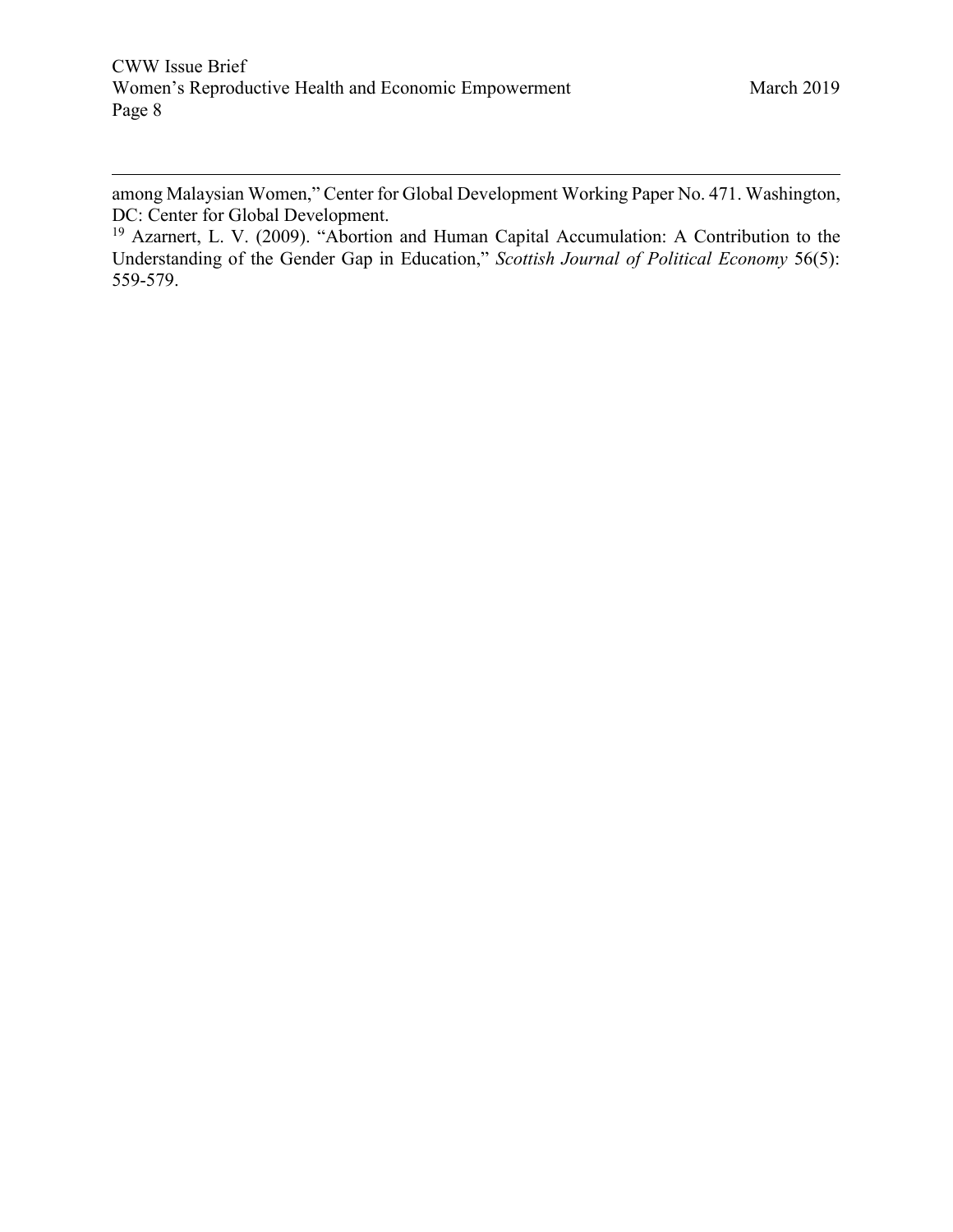among Malaysian Women," Center for Global Development Working Paper No. 471. Washington, DC: Center for Global Development.

[19] Azarnert, L. V. (2009). "Abortion and Human Capital Accumulation: A Contribution to the Understanding of the Gender Gap in Education," *Scottish Journal of Political Economy* 56(5): 559-579.